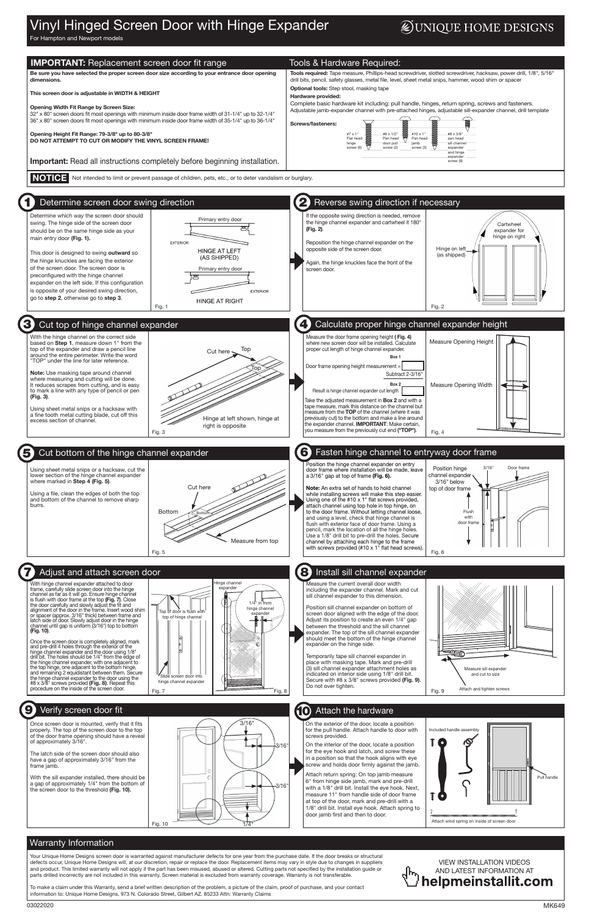# Vinyl Hinged Screen Door with Hinge Expander

For Hampton and Newport models

UNIQUE HOME DESIGNS

## IMPORTANT: Replacement screen door fit range

**Be sure you have selected the proper screen door size according to your entrance door opening dimensions.**

**This screen door is adjustable in WIDTH & HEIGHT**

**Opening Width Fit Range by Screen Size:**
32" x 80" screen doors fit most openings with minimum inside door frame width of 31-1/4" up to 32-1/4"
36" x 80" screen doors fit most openings with minimum inside door frame width of 35-1/4" up to 36-1/4"

**Opening Height Fit Range: 79-3/8" up to 80-3/8"**
**DO NOT ATTEMPT TO CUT OR MODIFY THE VINYL SCREEN FRAME!**

**Important:** Read all instructions completely before beginning installation.

## Tools & Hardware Required:

**Tools required:** Tape measure, Phillips-head screwdriver, slotted screwdriver, hacksaw, power drill, 1/8", 5/16" drill bits, pencil, safety glasses, metal file, level, sheet metal snips, hammer, wood shim or spacer

**Optional tools:** Step stool, masking tape

**Hardware provided:**
Complete basic hardware kit including: pull handle, hinges, return spring, screws and fasteners.
Adjustable jamb-expander channel with pre-attached hinges, adjustable sill-expander channel, drill template

**Screws/fasteners:**
- #7 x 1" Flat head hinge screw (6)
- #6 x 1/2" Pan head door pull screw (2)
- #10 x 1" Pan head jamb screw (3)
- #8 x 3/8" pan head sill channel expander and hinge expander screw (9)

**NOTICE** Not intended to limit or prevent passage of children, pets, etc., or to deter vandalism or burglary.

## 1 Determine screen door swing direction

Determine which way the screen door should swing. The hinge side of the screen door should be on the same hinge side as your main entry door **(Fig. 1).**

This door is designed to swing **outward** so the hinge knuckles are facing the exterior of the screen door. The screen door is preconfigured with the hinge channel expander on the left side. If this configuration is opposite of your desired swing direction, go to **step 2**, otherwise go to **step 3**.

Primary entry door — EXTERIOR — HINGE AT LEFT (AS SHIPPED)
Primary entry door — EXTERIOR — HINGE AT RIGHT

Fig. 1

## 2 Reverse swing direction if necessary

If the opposite swing direction is needed, remove the hinge channel expander and cartwheel it 180° **(Fig. 2)**.

Reposition the hinge channel expander on the opposite side of the screen door.

Again, the hinge knuckles face the front of the screen door.

Hinge on left (as shipped) — Cartwheel expander for hinge on right

Fig. 2

## 3 Cut top of hinge channel expander

With the hinge channel on the correct side based on **Step 1**, measure down 1" from the top of the expander and draw a pencil line around the entire perimeter. Write the word "TOP" under the line for later reference.

**Note:** Use masking tape around channel where measuring and cutting will be done. It reduces scrapes from cutting, and is easy to mark a line with any type of pencil or pen **(Fig. 3)**.

Using sheet metal snips or a hacksaw with a fine tooth metal cutting blade, cut off this excess section of channel.

Cut here — Top — Top — Hinge at left shown, hinge at right is opposite

Fig. 3

## 4 Calculate proper hinge channel expander height

Measure the door frame opening height **( Fig. 4)** where new screen door will be installed. Calculate proper cut length of hinge channel expander.

**Box 1**
Door frame opening height measurement = [ ]
Subtract 2-3/16"
**Box 2**
Result is hinge channel expander cut length [ ]

Take the adjusted measurement in **Box 2** and with a tape measure, mark this distance on the channel but measure from the **TOP** of the channel (where it was previously cut) to the bottom and make a line around the expander channel. **IMPORTANT**: Make certain, you measure from the previously cut end **("TOP")**.

Measure Opening Height — Measure Opening Width

Fig. 4

## 5 Cut bottom of the hinge channel expander

Using sheet metal snips or a hacksaw, cut the lower section of the hinge channel expander where marked in **Step 4 (Fig. 5)**.

Using a file, clean the edges of both the top and bottom of the channel to remove sharp burrs.

Cut here — Bottom — Measure from top

Fig. 5

## 6 Fasten hinge channel to entryway door frame

Position the hinge channel expander on entry door frame where installation will be made, leave a 3/16" gap at top of frame **(Fig. 6).**

**Note:** An extra set of hands to hold channel while installing screws will make this step easier. Using one of the #10 x 1" flat screws provided, attach channel using top hole in top hinge, on to the door frame. Without letting channel loose, and using a level, check that hinge channel is flush with exterior face of door frame. Using a pencil, mark the location of all the hinge holes. Use a 1/8" drill bit to pre-drill the holes. Secure channel by attaching each hinge to the frame with screws provided (#10 x 1" flat head screws).

Position hinge channel expander 3/16" below top of door frame — 3/16" — Door frame — Flush with door frame

Fig. 6

## 7 Adjust and attach screen door

With hinge channel expander attached to door frame, carefully slide screen door into the hinge channel as far as it will go. Ensure hinge channel is flush with door frame at the top **(Fig. 7)**. Close the door carefully and slowly adjust the fit and alignment of the door in the frame. Insert wood shim or spacer (approx. 3/16" thick) between frame and latch side of door. Slowly adjust door in the hinge channel until gap is uniform (3/16") top to bottom **(Fig. 10)**.

Once the screen door is completely aligned, mark and pre-drill 4 holes through the exterior of the hinge channel expander and the door using 1/8" drill bit. The holes should be 1/4" from the edge of the hinge channel expander, with one adjacent to the top hinge, one adjacent to the bottom hinge, and remaining 2 equidistant between them. Secure the hinge channel expander to the door using the #8 x 3/8" screws provided **(Fig. 8)**. Repeat this procedure on the inside of the screen door.

Top of door is flush with top of hinge channel — Slide screen door into hinge channel expander — Hinge channel expander — 1/4" in from hinge channel expander

Fig. 7 Fig. 8

## 8 Install sill channel expander

Measure the current overall door width including the expander channel. Mark and cut sill channel expander to this dimension.

Position sill channel expander on bottom of screen door aligned with the edge of the door. Adjust its position to create an even 1/4" gap between the threshold and the sill channel expander. The top of the sill channel expander should meet the bottom of the hinge channel expander on the hinge side.

Temporarily tape sill channel expander in place with masking tape. Mark and pre-drill (3) sill channel expander attachment holes as indicated on interior side using 1/8" drill bit. Secure with #8 x 3/8" screws provided **(Fig. 9)**. Do not over tighten.

Measure sill expander and cut to size — Attach and tighten screws

Fig. 9

## 9 Verify screen door fit

Once screen door is mounted, verify that it fits properly. The top of the screen door to the top of the door frame opening should have a reveal of approximately 3/16".

The latch side of the screen door should also have a gap of approximately 3/16" from the frame jamb.

With the sill expander installed, there should be a gap of approximately 1/4" from the bottom of the screen door to the threshold **(Fig. 10).**

3/16" — 3/16" — 3/16" — 1/4"

Fig. 10

## 10 Attach the hardware

On the exterior of the door, locate a position for the pull handle. Attach handle to door with screws provided.

On the interior of the door, locate a position for the eye hook and latch, and screw these in a position so that the hook aligns with eye screw and holds door firmly against the jamb.

Attach return spring: On top jamb measure 6" from hinge side jamb, mark and pre-drill with a 1/8" drill bit. Install the eye hook. Next, measure 11" from handle side of door frame at top of the door, mark and pre-drill with a 1/8" drill bit. Install eye hook. Attach spring to door jamb first and then to door.

Included handle assembly — Pull handle — Attach wind spring on inside of screen door

## Warranty Information

Your Unique Home Designs screen door is warranted against manufacturer defects for one year from the purchase date. If the door breaks or structural defects occur, Unique Home Designs will, at our discretion, repair or replace the door. Replacement items may vary in style due to changes in suppliers and product. This limited warranty will not apply if the part has been misused, abused or altered. Cutting parts not specified by the installation guide or parts drilled incorrectly are not included in this warranty. Screen material is excluded from warranty coverage. Warranty is not transferable.

To make a claim under this Warranty, send a brief written description of the problem, a picture of the claim, proof of purchase, and your contact information to: Unique Home Designs, 973 N. Colorado Street, Gilbert AZ. 85233 Attn: Warranty Claims

VIEW INSTALLATION VIDEOS AND LATEST INFORMATION AT
**helpmeinstallit.com**

03022020 MK649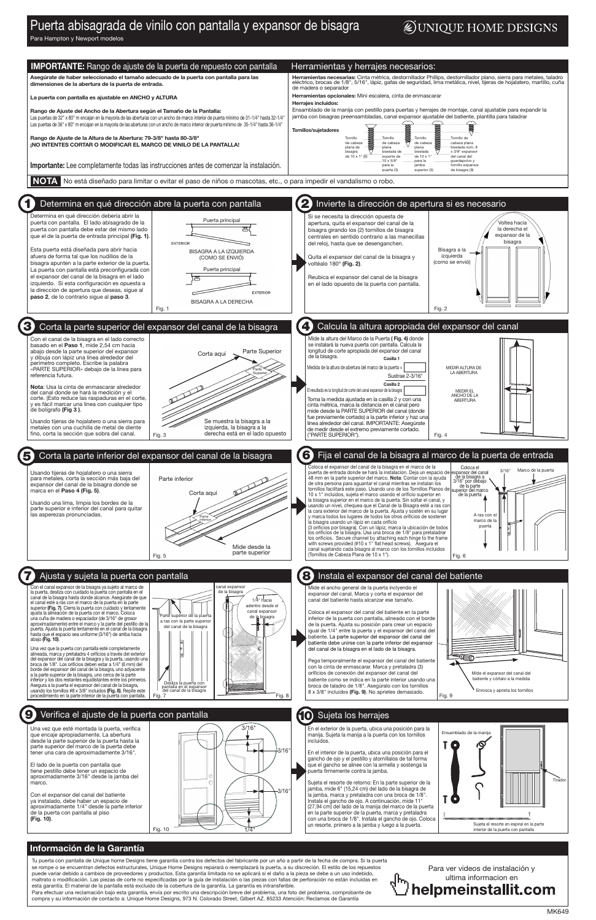# Puerta abisagrada de vinilo con pantalla y expansor de bisagra

Para Hampton y Newport modelos

UNIQUE HOME DESIGNS

## IMPORTANTE: Rango de ajuste de la puerta de repuesto con pantalla

**Asegúrate de haber seleccionado el tamaño adecuado de la puerta con pantalla para las dimensiones de la abertura de la puerta de entrada.**

**La puerta con pantalla es ajustable en ANCHO y ALTURA**

**Rango de Ajuste del Ancho de la Abertura según el Tamaño de la Pantalla:**

Las puertas de 32" x 80" m encajan en la mayoría de las aberturas con un ancho de marco interior de puerta mínimo de 31-1/4" hasta 32-1/4"

Las puertas de 36" x 80" m encajan en la mayoría de las aberturas con un ancho de marco interior de puerta mínimo de 35-1/4" hasta 36-1/4"

**Rango de Ajuste de la Altura de la Abertura: 79-3/8" hasta 80-3/8"**

**¡NO INTENTES CORTAR O MODIFICAR EL MARCO DE VINILO DE LA PANTALLA!**

**Importante:** Lee completamente todas las instrucciones antes de comenzar la instalación.

## Herramientas y herrajes necesarios:

**Herramientas necesarias:** Cinta métrica, destornillador Phillips, destornillador plano, sierra para metales, taladro eléctrico, brocas de 1/8", 5/16", lápiz, gafas de seguridad, lima metálica, nivel, tijeras de hojalatero, martillo, cuña de madera o separador

**Herramientas opcionales:** Mini escalera, cinta de enmascarar

**Herrajes incluidos:**

Ensamblado de la manija con pestillo para puertas y herrajes de montaje, canal ajustable para expandir la jamba con bisagras preensambladas, canal expansor ajustable del batiente, plantilla para taladrar

**Tornillos/sujetadores**

Tornillo de cabeza plana de bisagra de 10 x 1" (6)

Tornillo de cabeza plana biselada de soporte de 10 x 5/8" para la puerta (3)

Tornillo de cabeza plana biselada de 10 x 1" para la jamba superior (2)

Tornillo de cabeza plana biselada núm. 8 x 3/8" expansor del canal del guardapolvo y tornillo expansor de bisagra (9)

**NOTA** No está diseñado para limitar o evitar el paso de niños o mascotas, etc., o para impedir el vandalismo o robo.

## 1 Determina en qué dirección abre la puerta con pantalla

Determina en qué dirección debería abrir la puerta con pantalla. El lado abisagrado de la puerta con pantalla debe estar del mismo lado que el de la puerta de entrada principal **(Fig. 1)**.

Esta puerta está diseñada para abrir hacia afuera de forma tal que los nudillos de la bisagra apunten a la parte exterior de la puerta. La puerta con pantalla está preconfigurada con el expansor del canal de la bisagra en el lado izquierdo. Si esta configuración es opuesta a la dirección de apertura que deseas, sigue al **paso 2**, de lo contrario sigue al **paso 3**.

Puerta principal

EXTERIOR

BISAGRA A LA IZQUIERDA (COMO SE ENVIÓ)

Puerta principal

EXTERIOR

BISAGRA A LA DERECHA

Fig. 1

## 2 Invierte la dirección de apertura si es necesario

Si se necesita la dirección opuesta de apertura, quita el expansor del canal de la bisagra girando los (2) tornillos de bisagra centrales en sentido contrario a las manecillas del reloj, hasta que se desenganchen.

Quita el expansor del canal de la bisagra y voltéalo 180° **(Fig. 2)**.

Reubica el expansor del canal de la bisagra en el lado opuesto de la puerta con pantalla.

Bisagra a la izquierda (como se envió)

Voltea hacia la derecha el expansor de la bisagra

Fig. 2

## 3 Corta la parte superior del expansor del canal de la bisagra

Con el canal de la bisagra en el lado correcto basado en el **Paso 1**, mide 2,54 cm hacia abajo desde la parte superior del expansor y dibuja con lápiz una línea alrededor del perímetro completo. Escribe la palabra «PARTE SUPERIOR» debajo de la línea para referencia futura.

**Nota**: Usa la cinta de enmascarar alrededor del canal donde se hará la medición y el corte. (Esto reduce las raspaduras en el corte, y es fácil marcar una línea con cualquier tipo de bolígrafo **(Fig 3 )**.

Usando tijeras de hojalatero o una sierra para metales con una cuchilla de metal de diente fino, corta la sección que sobra del canal.

Corta aquí

Parte Superior

Se muestra la bisagra a la izquierda, la bisagra a la derecha está en el lado opuesto

Fig. 3

## 4 Calcula la altura apropiada del expansor del canal

Mide la altura del Marco de la Puerta **( Fig. 4)** donde se instalará la nueva puerta con pantalla. Calcula la longitud de corte apropiada del expansor del canal de la bisagra.

Casilla 1

Medida de la altura de abertura del marco de la puerta = [ ]

Sustrae 2-3/16"

Casilla 2

El resultado es la longitud de corte del canal expansor de la bisagra [ ]

Toma la medida ajustada en la casilla 2 y con una cinta métrica, marca la distancia en el canal pero mide desde la PARTE SUPERIOR del canal (donde fue previamente cortado) a la parte inferior y haz una línea alrededor del canal. IMPORTANTE: Asegúrate de medir desde el extremo previamente cortado. ("PARTE SUPERIOR").

MEDIR ALTURA DE LA ABERTURA

MEDIR EL ANCHO DE LA ABERTURA

Fig. 4

## 5 Corta la parte inferior del expansor del canal de la bisagra

Usando tijeras de hojalatero o una sierra para metales, corta la sección más baja del expansor del canal de la bisagra donde se marca en el **Paso 4 (Fig. 5)**.

Usando una lima, limpia los bordes de la parte superior e inferior del canal para quitar las asperezas pronunciadas.

Parte inferior

Corta aquí

Mide desde la parte superior

Fig. 5

## 6 Fija el canal de la bisagra al marco de la puerta de entrada

Coloca el expansor del canal de la bisagra en el marco de la puerta de entrada donde se hará la instalacion. Deja un espacio de 48 mm en la parte superior del marco. **Nota**: Contar con la ayuda de otra persona para aguantar el canal mientras se instalan los tornillos facilitará este paso. Usando uno de los Tornillos Planos de 10 x 1" incluidos, sujeta el marco usando el orificio superior en la bisagra superior en el marco de la puerta. Sin soltar el canal, y usando un nivel, chequea que el Canal de la Bisagra esté a ras con la cara exterior del marco de la puerta. Ajusta y sostén en su lugar y marca todos los lugares de todos los otros orificios de sostener la bisagra usando un lápiz en cada orificio (3 orificios por bisagra). Con un lápiz, marca la ubicación de todos los orificios de la bisagra. Usa una broca de 1/8" para pretaladrar los orificios. Secure channel by attaching each hinge to the frame with screws provided (#10 x 1" flat head screws). Asegura el canal sujetando cada bisagra al marco con los tornillos incluidos (Tornillos de Cabeza Plana de 10 x 1").

Coloca el expansor del canal de la bisagra a 3/16" por debajo de la parte superior del marco de la puerta

3/16"

Marco de la puerta

A ras con el marco de la puerta

Fig. 6

## 7 Ajusta y sujeta la puerta con pantalla

Con el canal expansor de la bisagra ya sujeto al marco de la puerta, desliza con cuidado la puerta con pantalla en el canal de la bisagra hasta donde alcance. Asegúrate de que el canal esté a ras con el marco de la puerta en la parte superior **(Fig. 7)**. Cierra la puerta con cuidado y lentamente ajusta la alineación de la puerta con el marco. Coloca una cuña de madera o espaciador (de 3/16" de grosor aproximadamente) entre el marco y la parte del pestillo de la puerta. Ajusta la puerta lentamente en el canal de la bisagra hasta que el espacio sea uniforme (3/16") de arriba hacia abajo **(Fig. 10)**.

Una vez que la puerta con pantalla esté completamente alineada, marca y pretaladra 4 orificios a través del exterior del expansor del canal de la bisagra y la puerta, usando una broca de 1/8". Los orificios deben estar 1/4" (6 mm) del borde del expansor del canal de la bisagra, uno adyacente a la parte superior de la bisagra, uno cerca de la parte inferior y los dos restantes equidistantes entre los primeros. Asegura a la puerta el expansor del canal de la bisagra, usando los tornillos #8 x 3/8" incluidos **(Fig. 8)**. Repite este procedimiento en la parte interior de la puerta con pantalla.

Parte superior de la puerta a ras con la parte superior del canal de la bisagra

Desliza la puerta con pantalla en el expansor del canal de la bisagra

Fig. 7

canal expansor de la bisagra

1/4" hacia adentro desde el canal expansor de la bisagra

Fig. 8

## 8 Instala el expansor del canal del batiente

Mide el ancho general de la puerta incluyendo el expansor del canal. Marca y corta el expansor del canal del batiente hasta alcanzar ese tamaño.

Coloca el expansor del canal del batiente en la parte inferior de la puerta con pantalla, alineado con el borde de la puerta. Ajusta su posición para crear un espacio igual de 1/4" entre la puerta y el expansor del canal del batiente. **La parte superior del expansor del canal del batiente debe unirse con la parte inferior del expansor del canal de la bisagra en el lado de la bisagra.**

Pega temporalmente el expansor del canal del batiente con la cinta de enmascarar. Marca y pretaladra (3) orificios de conexión del expansor del canal del batiente como se indica en la parte interior usando una broca de taladro de 1/8". Asegúralo con los tornillos 8 x 3/8" incluidos **(Fig. 9)**. No aprietes demasiado.

Mide el expansor del canal del batiente y córtalo a la medida

Enrosca y aprieta los tornillos

Fig. 9

## 9 Verifica el ajuste de la puerta con pantalla

Una vez que esté montada la puerta, verifica que encaje apropiadamente. La abertura desde la parte superior de la puerta hasta la parte superior del marco de la puerta debe tener una cara de aproximadamente 3/16".

El lado de la puerta con pantalla que tiene pestillo debe tener un espacio de aproximadamente 3/16" desde la jamba del marco.

Con el expansor del canal del batiente ya instalado, debe haber un espacio de aproximadamente 1/4" desde la parte inferior de la puerta con pantalla al piso **(Fig. 10)**.

3/16"

3/16"

3/16"

1/4"

Fig. 10

## 10 Sujeta los herrajes

En el exterior de la puerta, ubica una posición para la manija. Sujeta la manija a la puerta con los tornillos incluidos.

En el interior de la puerta, ubica una posición para el gancho de ojo y el pestillo y atorníllalos de tal forma que el gancho se alinee con la armella y sostenga la puerta firmemente contra la jamba.

Sujeta el resorte de retorno: En la parte superior de la jamba, mide 6" (15,24 cm) del lado de la bisagra de la jamba, marca y pretaladra con una broca de 1/8". Instala el gancho de ojo. A continuación, mide 11" (27,94 cm) del lado de la manija del marco de la puerta en la parte superior de la puerta, marca y pretaladra con una broca de 1/8". Instala el gancho de ojo. Coloca un resorte, primero a la jamba y luego a la puerta.

Ensamblado de la manija

Tirador

Sujeta el resorte en espiral en la parte interior de la puerta con pantalla

## Información de la Garantía

Tu puerta con pantalla de Unique home Designs tiene garantía contra los defectos del fabricante por un año a partir de la fecha de compra. Si la puerta se rompe o se encuentran defectos estructurales, Unique Home Designs reparará o reemplazará la puerta, a su discreción. El estilo de los repuestos puede variar debido a cambios de proveedores y productos. Esta garantía limitada no se aplicará si el daño a la pieza se debe a un uso indebido, maltrato o modificación. Las piezas de corte no especificadas por la guía de instalación o las piezas con fallas de perforación no están incluidas en esta garantía. El material de la pantalla está excluido de la cobertura de la garantía. La garantía es intransferible.

Para efectuar una reclamación bajo esta garantía, envía por escrito una descripción breve del problema, una foto del problema, comprobante de compra y su información de contacto a: Unique Home Designs, 973 N. Colorado Street, Gilbert AZ. 85233 Atención: Reclamos de Garantía

Para ver videos de instalación y ultima informacion en

**helpmeinstallit.com**

MK649